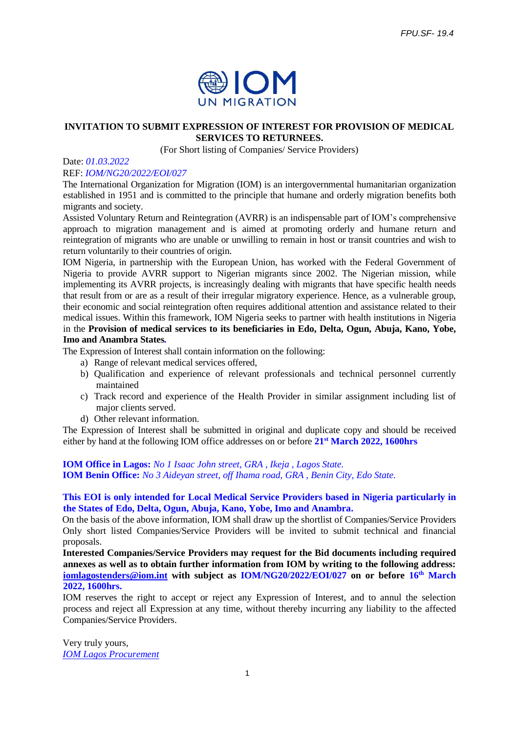FPU.SF- 19.4

# INVITATION TO SUBMIT EXPRESSION OF INTEREST FOR PROVISION OF MEDICAL SERVICES TO RETURNEES.

(For Short listing of Companies/ Service Providers)

Date: *01.03.2022*

REF: *IOM/NG20/2022/EOI/027*

The International Organization for Migration (IOM) is an intergovernmental humanitarian organization established in 1951 and is committed to the principle that humane and orderly migration benefits both migrants and society.

Assisted Voluntary Return and Reintegration (AVRR) is an indispensable part of IOM's comprehensive approach to migration management and is aimed at promoting orderly and humane return and reintegration of migrants who are unable or unwilling to remain in host or transit countries and wish to return voluntarily to their countries of origin.

IOM Nigeria, in partnership with the European Union, has worked with the Federal Government of Nigeria to provide AVRR support to Nigerian migrants since 2002. The Nigerian mission, while implementing its AVRR projects, is increasingly dealing with migrants that have specific health needs that result from or are as a result of their irregular migratory experience. Hence, as a vulnerable group, their economic and social reintegration often requires additional attention and assistance related to their medical issues. Within this framework, IOM Nigeria seeks to partner with health institutions in Nigeria in the **Provision of medical services to its beneficiaries in Edo, Delta, Ogun, Abuja, Kano, Yobe, Imo and Anambra States.**

The Expression of Interest shall contain information on the following:

a) Range of relevant medical services offered,
b) Qualification and experience of relevant professionals and technical personnel currently maintained
c) Track record and experience of the Health Provider in similar assignment including list of major clients served.
d) Other relevant information.

The Expression of Interest shall be submitted in original and duplicate copy and should be received either by hand at the following IOM office addresses on or before **21st March 2022, 1600hrs**

**IOM Office in Lagos:** *No 1 Isaac John street, GRA , Ikeja , Lagos State.*
**IOM Benin Office:** *No 3 Aideyan street, off Ihama road, GRA , Benin City, Edo State.*

**This EOI is only intended for Local Medical Service Providers based in Nigeria particularly in the States of Edo, Delta, Ogun, Abuja, Kano, Yobe, Imo and Anambra.**

On the basis of the above information, IOM shall draw up the shortlist of Companies/Service Providers Only short listed Companies/Service Providers will be invited to submit technical and financial proposals.

**Interested Companies/Service Providers may request for the Bid documents including required annexes as well as to obtain further information from IOM by writing to the following address: iomlagostenders@iom.int with subject as IOM/NG20/2022/EOI/027 on or before 16th March 2022, 1600hrs.**

IOM reserves the right to accept or reject any Expression of Interest, and to annul the selection process and reject all Expression at any time, without thereby incurring any liability to the affected Companies/Service Providers.

Very truly yours,
*IOM Lagos Procurement*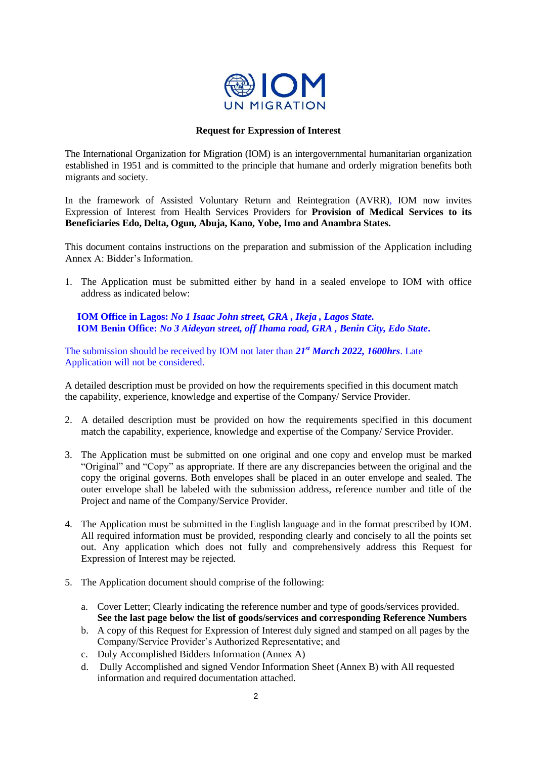**Request for Expression of Interest**

The International Organization for Migration (IOM) is an intergovernmental humanitarian organization established in 1951 and is committed to the principle that humane and orderly migration benefits both migrants and society.

In the framework of Assisted Voluntary Return and Reintegration (AVRR), IOM now invites Expression of Interest from Health Services Providers for **Provision of Medical Services to its Beneficiaries Edo, Delta, Ogun, Abuja, Kano, Yobe, Imo and Anambra States.**

This document contains instructions on the preparation and submission of the Application including Annex A: Bidder's Information.

1. The Application must be submitted either by hand in a sealed envelope to IOM with office address as indicated below:

   **IOM Office in Lagos:** ***No 1 Isaac John street, GRA , Ikeja , Lagos State.***
   **IOM Benin Office:** ***No 3 Aideyan street, off Ihama road, GRA , Benin City, Edo State.***

The submission should be received by IOM not later than ***21st March 2022, 1600hrs***. Late Application will not be considered.

A detailed description must be provided on how the requirements specified in this document match the capability, experience, knowledge and expertise of the Company/ Service Provider.

2. A detailed description must be provided on how the requirements specified in this document match the capability, experience, knowledge and expertise of the Company/ Service Provider.

3. The Application must be submitted on one original and one copy and envelop must be marked "Original" and "Copy" as appropriate. If there are any discrepancies between the original and the copy the original governs. Both envelopes shall be placed in an outer envelope and sealed. The outer envelope shall be labeled with the submission address, reference number and title of the Project and name of the Company/Service Provider.

4. The Application must be submitted in the English language and in the format prescribed by IOM. All required information must be provided, responding clearly and concisely to all the points set out. Any application which does not fully and comprehensively address this Request for Expression of Interest may be rejected.

5. The Application document should comprise of the following:

   a. Cover Letter; Clearly indicating the reference number and type of goods/services provided. **See the last page below the list of goods/services and corresponding Reference Numbers**
   b. A copy of this Request for Expression of Interest duly signed and stamped on all pages by the Company/Service Provider's Authorized Representative; and
   c. Duly Accomplished Bidders Information (Annex A)
   d. Dully Accomplished and signed Vendor Information Sheet (Annex B) with All requested information and required documentation attached.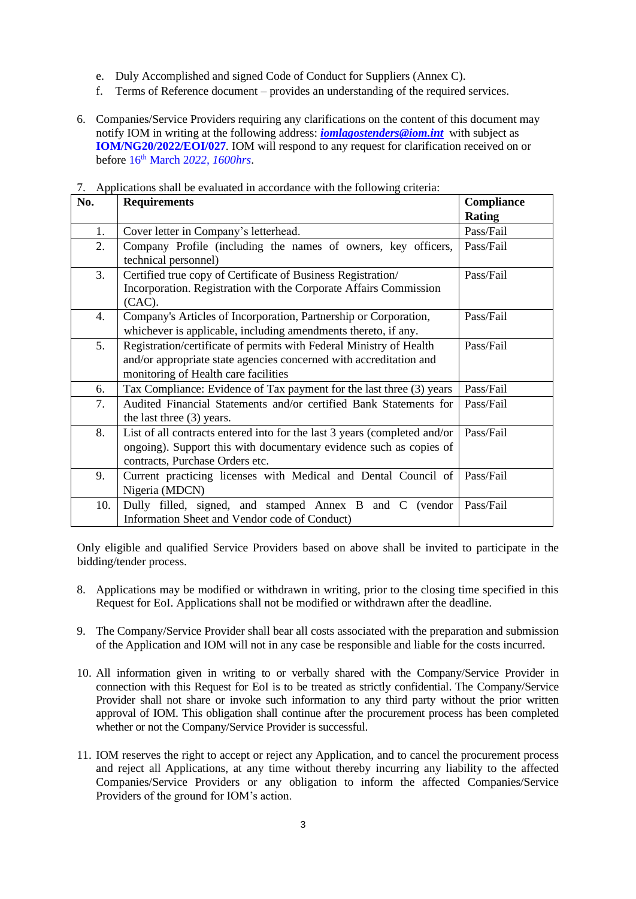e. Duly Accomplished and signed Code of Conduct for Suppliers (Annex C).
f. Terms of Reference document – provides an understanding of the required services.

6. Companies/Service Providers requiring any clarifications on the content of this document may notify IOM in writing at the following address: ***iomlagostenders@iom.int*** with subject as **IOM/NG20/2022/EOI/027**. IOM will respond to any request for clarification received on or before 16th March 2*022, 1600hrs*.

7. Applications shall be evaluated in accordance with the following criteria:

| No. | Requirements | Compliance Rating |
|---|---|---|
| 1. | Cover letter in Company's letterhead. | Pass/Fail |
| 2. | Company Profile (including the names of owners, key officers, technical personnel) | Pass/Fail |
| 3. | Certified true copy of Certificate of Business Registration/ Incorporation. Registration with the Corporate Affairs Commission (CAC). | Pass/Fail |
| 4. | Company's Articles of Incorporation, Partnership or Corporation, whichever is applicable, including amendments thereto, if any. | Pass/Fail |
| 5. | Registration/certificate of permits with Federal Ministry of Health and/or appropriate state agencies concerned with accreditation and monitoring of Health care facilities | Pass/Fail |
| 6. | Tax Compliance: Evidence of Tax payment for the last three (3) years | Pass/Fail |
| 7. | Audited Financial Statements and/or certified Bank Statements for the last three (3) years. | Pass/Fail |
| 8. | List of all contracts entered into for the last 3 years (completed and/or ongoing). Support this with documentary evidence such as copies of contracts, Purchase Orders etc. | Pass/Fail |
| 9. | Current practicing licenses with Medical and Dental Council of Nigeria (MDCN) | Pass/Fail |
| 10. | Dully filled, signed, and stamped Annex B and C (vendor Information Sheet and Vendor code of Conduct) | Pass/Fail |

Only eligible and qualified Service Providers based on above shall be invited to participate in the bidding/tender process.

8. Applications may be modified or withdrawn in writing, prior to the closing time specified in this Request for EoI. Applications shall not be modified or withdrawn after the deadline.

9. The Company/Service Provider shall bear all costs associated with the preparation and submission of the Application and IOM will not in any case be responsible and liable for the costs incurred.

10. All information given in writing to or verbally shared with the Company/Service Provider in connection with this Request for EoI is to be treated as strictly confidential. The Company/Service Provider shall not share or invoke such information to any third party without the prior written approval of IOM. This obligation shall continue after the procurement process has been completed whether or not the Company/Service Provider is successful.

11. IOM reserves the right to accept or reject any Application, and to cancel the procurement process and reject all Applications, at any time without thereby incurring any liability to the affected Companies/Service Providers or any obligation to inform the affected Companies/Service Providers of the ground for IOM's action.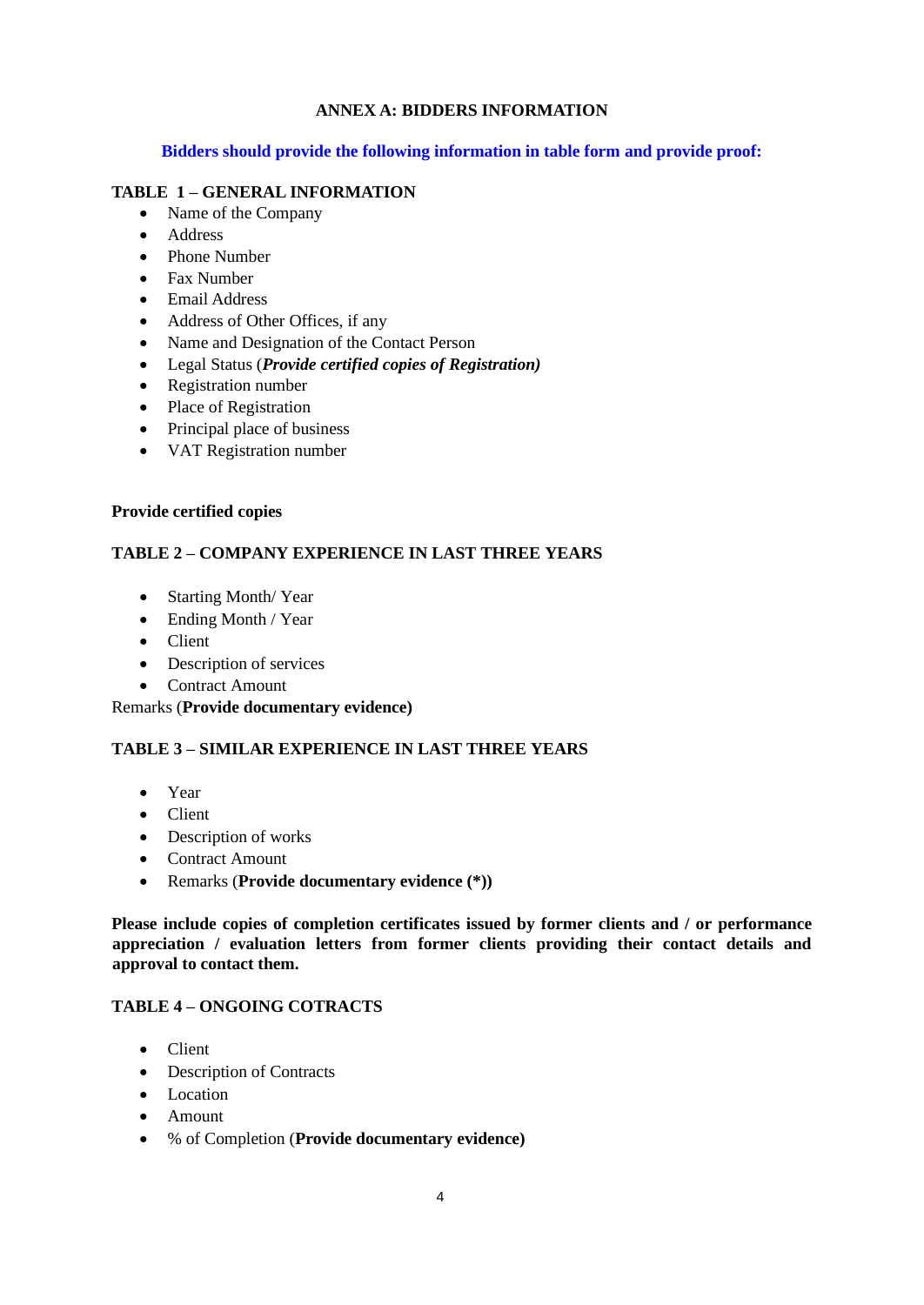## ANNEX A: BIDDERS INFORMATION

**Bidders should provide the following information in table form and provide proof:**

**TABLE 1 – GENERAL INFORMATION**

- Name of the Company
- Address
- Phone Number
- Fax Number
- Email Address
- Address of Other Offices, if any
- Name and Designation of the Contact Person
- Legal Status (***Provide certified copies of Registration)***
- Registration number
- Place of Registration
- Principal place of business
- VAT Registration number

**Provide certified copies**

**TABLE 2 – COMPANY EXPERIENCE IN LAST THREE YEARS**

- Starting Month/ Year
- Ending Month / Year
- Client
- Description of services
- Contract Amount

Remarks (**Provide documentary evidence)**

**TABLE 3 – SIMILAR EXPERIENCE IN LAST THREE YEARS**

- Year
- Client
- Description of works
- Contract Amount
- Remarks (**Provide documentary evidence (*))**

**Please include copies of completion certificates issued by former clients and / or performance appreciation / evaluation letters from former clients providing their contact details and approval to contact them.**

**TABLE 4 – ONGOING COTRACTS**

- Client
- Description of Contracts
- Location
- Amount
- % of Completion (**Provide documentary evidence)**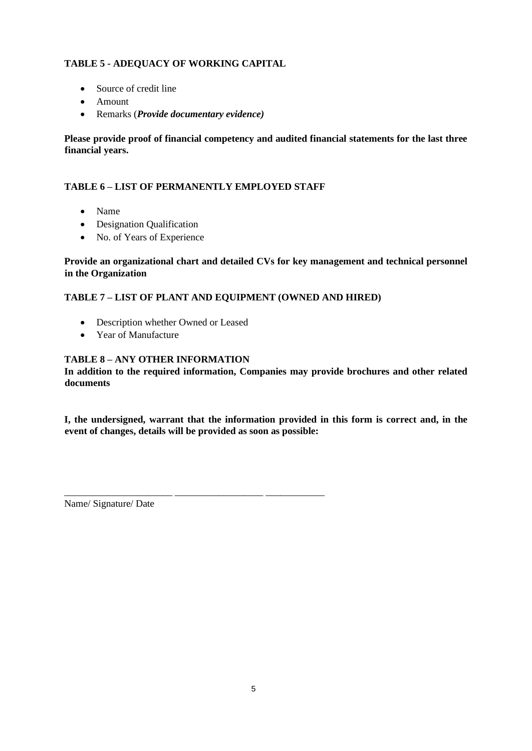### TABLE 5 - ADEQUACY OF WORKING CAPITAL

- Source of credit line
- Amount
- Remarks (***Provide documentary evidence)***

**Please provide proof of financial competency and audited financial statements for the last three financial years.**

### TABLE 6 – LIST OF PERMANENTLY EMPLOYED STAFF

- Name
- Designation Qualification
- No. of Years of Experience

**Provide an organizational chart and detailed CVs for key management and technical personnel in the Organization**

### TABLE 7 – LIST OF PLANT AND EQUIPMENT (OWNED AND HIRED)

- Description whether Owned or Leased
- Year of Manufacture

### TABLE 8 – ANY OTHER INFORMATION

**In addition to the required information, Companies may provide brochures and other related documents**

**I, the undersigned, warrant that the information provided in this form is correct and, in the event of changes, details will be provided as soon as possible:**

______________________ _________________ ____________

Name/ Signature/ Date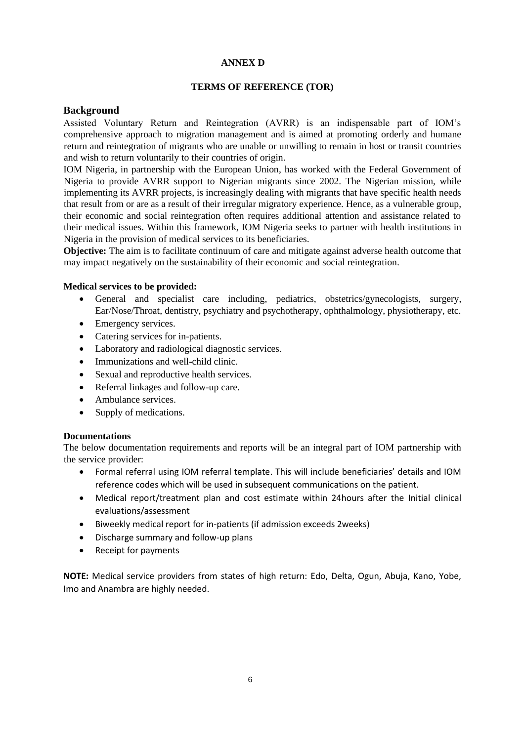**ANNEX D**

**TERMS OF REFERENCE (TOR)**

## Background

Assisted Voluntary Return and Reintegration (AVRR) is an indispensable part of IOM's comprehensive approach to migration management and is aimed at promoting orderly and humane return and reintegration of migrants who are unable or unwilling to remain in host or transit countries and wish to return voluntarily to their countries of origin.

IOM Nigeria, in partnership with the European Union, has worked with the Federal Government of Nigeria to provide AVRR support to Nigerian migrants since 2002. The Nigerian mission, while implementing its AVRR projects, is increasingly dealing with migrants that have specific health needs that result from or are as a result of their irregular migratory experience. Hence, as a vulnerable group, their economic and social reintegration often requires additional attention and assistance related to their medical issues. Within this framework, IOM Nigeria seeks to partner with health institutions in Nigeria in the provision of medical services to its beneficiaries.

**Objective:** The aim is to facilitate continuum of care and mitigate against adverse health outcome that may impact negatively on the sustainability of their economic and social reintegration.

**Medical services to be provided:**

- General and specialist care including, pediatrics, obstetrics/gynecologists, surgery, Ear/Nose/Throat, dentistry, psychiatry and psychotherapy, ophthalmology, physiotherapy, etc.
- Emergency services.
- Catering services for in-patients.
- Laboratory and radiological diagnostic services.
- Immunizations and well-child clinic.
- Sexual and reproductive health services.
- Referral linkages and follow-up care.
- Ambulance services.
- Supply of medications.

**Documentations**

The below documentation requirements and reports will be an integral part of IOM partnership with the service provider:

- Formal referral using IOM referral template. This will include beneficiaries' details and IOM reference codes which will be used in subsequent communications on the patient.
- Medical report/treatment plan and cost estimate within 24hours after the Initial clinical evaluations/assessment
- Biweekly medical report for in-patients (if admission exceeds 2weeks)
- Discharge summary and follow-up plans
- Receipt for payments

**NOTE:** Medical service providers from states of high return: Edo, Delta, Ogun, Abuja, Kano, Yobe, Imo and Anambra are highly needed.